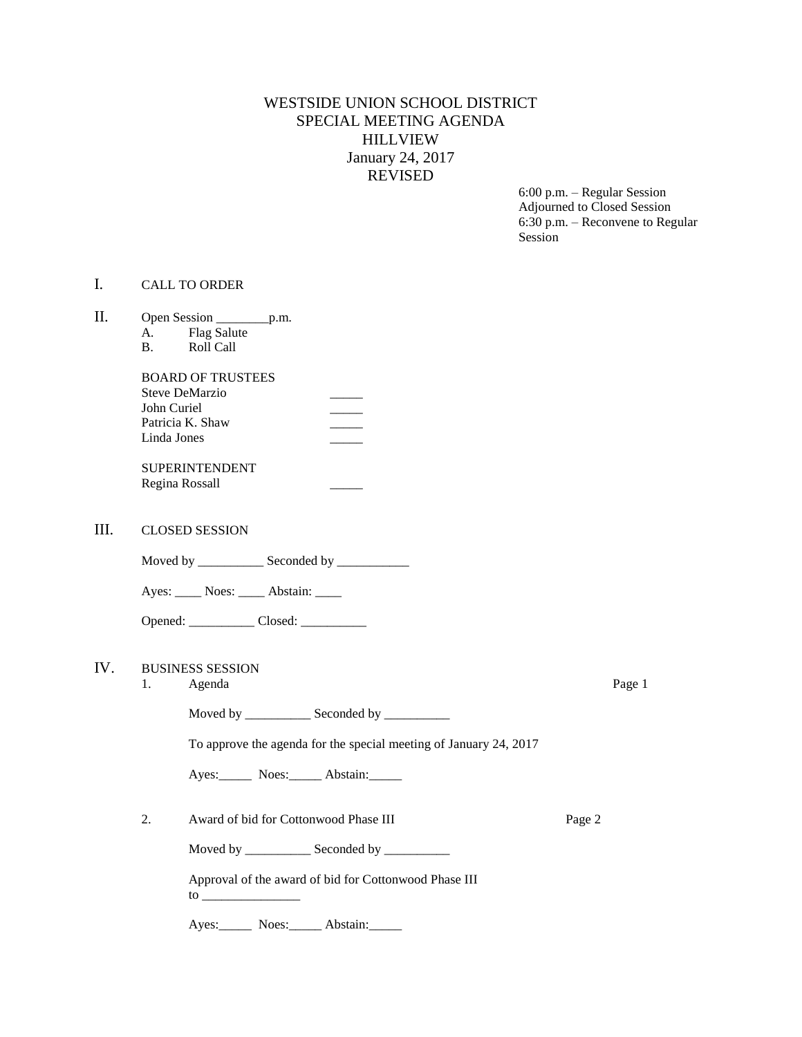# WESTSIDE UNION SCHOOL DISTRICT
## SPECIAL MEETING AGENDA
## HILLVIEW
## January 24, 2017
## REVISED

6:00 p.m. – Regular Session
Adjourned to Closed Session
6:30 p.m. – Reconvene to Regular Session

I. CALL TO ORDER

II. Open Session ________p.m.

A. Flag Salute
B. Roll Call

BOARD OF TRUSTEES

Steve DeMarzio _____
John Curiel _____
Patricia K. Shaw _____
Linda Jones _____

SUPERINTENDENT

Regina Rossall _____

III. CLOSED SESSION

Moved by __________ Seconded by ___________

Ayes: ____ Noes: ____ Abstain: ____

Opened: __________ Closed: __________

IV. BUSINESS SESSION

1. Agenda — Page 1

Moved by __________ Seconded by __________

To approve the agenda for the special meeting of January 24, 2017

Ayes:_____ Noes:_____ Abstain:_____

2. Award of bid for Cottonwood Phase III — Page 2

Moved by __________ Seconded by __________

Approval of the award of bid for Cottonwood Phase III to _______________

Ayes:_____ Noes:_____ Abstain:_____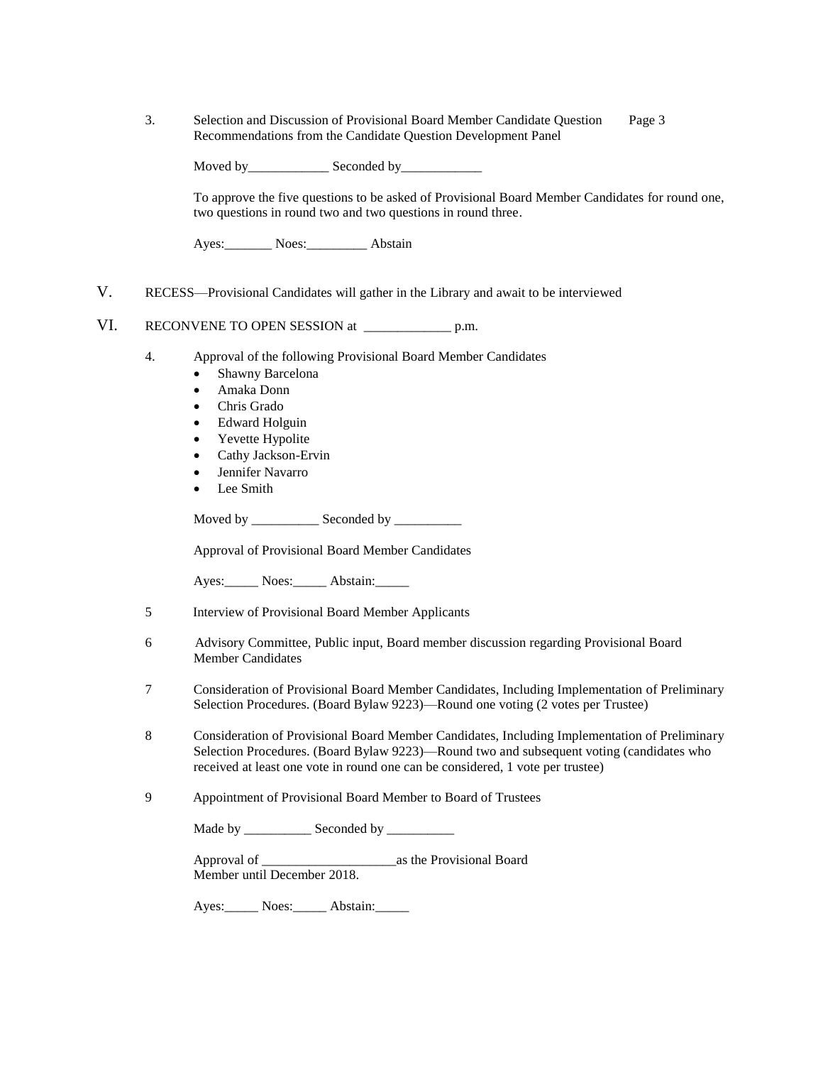3. Selection and Discussion of Provisional Board Member Candidate Question Recommendations from the Candidate Question Development Panel — Page 3

Moved by____________ Seconded by____________

To approve the five questions to be asked of Provisional Board Member Candidates for round one, two questions in round two and two questions in round three.

Ayes:_______ Noes:_________ Abstain

V. RECESS—Provisional Candidates will gather in the Library and await to be interviewed

VI. RECONVENE TO OPEN SESSION at _____________ p.m.

4. Approval of the following Provisional Board Member Candidates
   - Shawny Barcelona
   - Amaka Donn
   - Chris Grado
   - Edward Holguin
   - Yevette Hypolite
   - Cathy Jackson-Ervin
   - Jennifer Navarro
   - Lee Smith

   Moved by __________ Seconded by __________

   Approval of Provisional Board Member Candidates

   Ayes:_____ Noes:_____ Abstain:_____

5 Interview of Provisional Board Member Applicants

6 Advisory Committee, Public input, Board member discussion regarding Provisional Board Member Candidates

7 Consideration of Provisional Board Member Candidates, Including Implementation of Preliminary Selection Procedures. (Board Bylaw 9223)—Round one voting (2 votes per Trustee)

8 Consideration of Provisional Board Member Candidates, Including Implementation of Preliminary Selection Procedures. (Board Bylaw 9223)—Round two and subsequent voting (candidates who received at least one vote in round one can be considered, 1 vote per trustee)

9 Appointment of Provisional Board Member to Board of Trustees

   Made by __________ Seconded by __________

   Approval of ____________________as the Provisional Board Member until December 2018.

   Ayes:_____ Noes:_____ Abstain:_____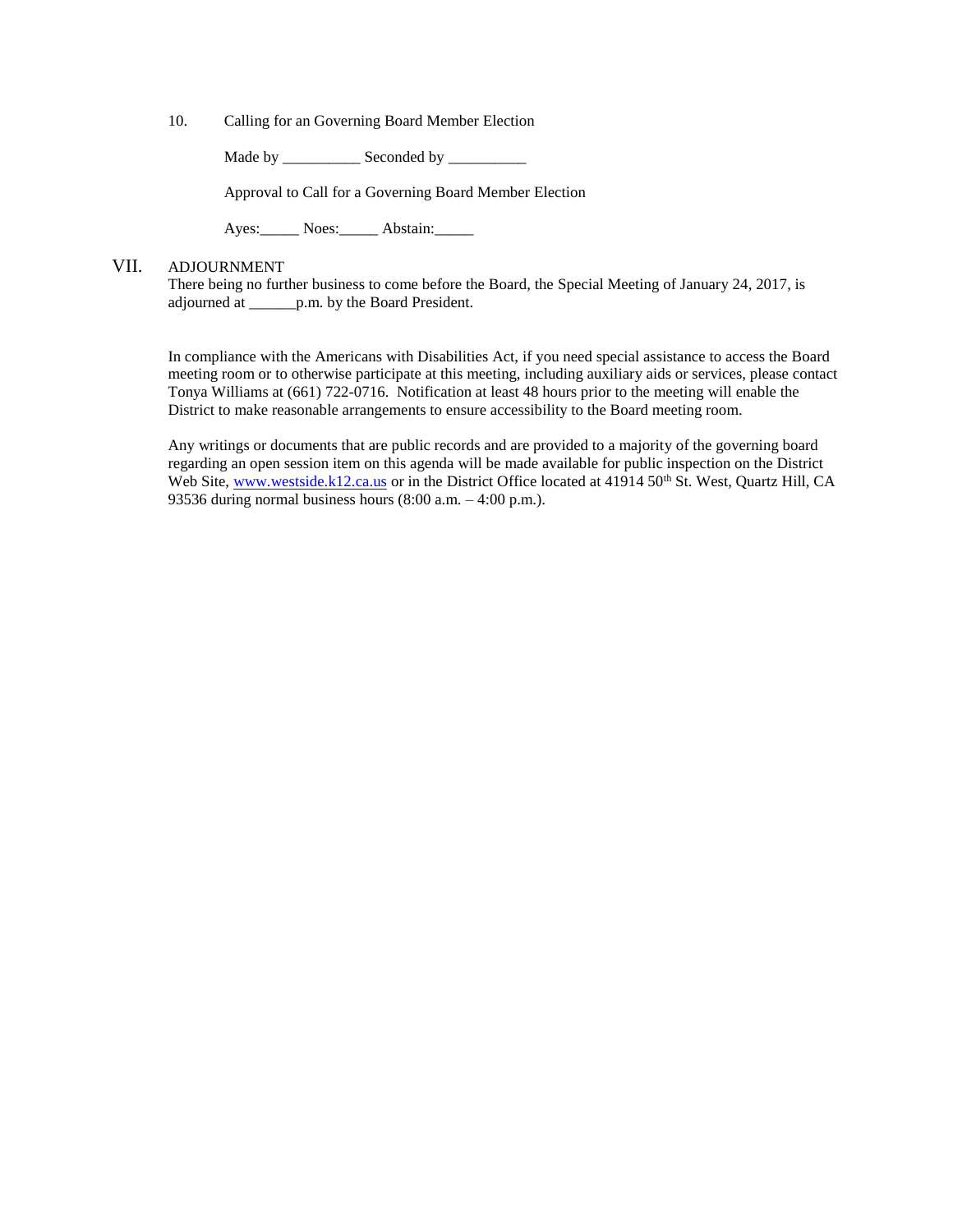10. Calling for an Governing Board Member Election

    Made by __________ Seconded by __________

    Approval to Call for a Governing Board Member Election

    Ayes:_____ Noes:_____ Abstain:_____

## VII. ADJOURNMENT

There being no further business to come before the Board, the Special Meeting of January 24, 2017, is adjourned at ______p.m. by the Board President.

In compliance with the Americans with Disabilities Act, if you need special assistance to access the Board meeting room or to otherwise participate at this meeting, including auxiliary aids or services, please contact Tonya Williams at (661) 722-0716. Notification at least 48 hours prior to the meeting will enable the District to make reasonable arrangements to ensure accessibility to the Board meeting room.

Any writings or documents that are public records and are provided to a majority of the governing board regarding an open session item on this agenda will be made available for public inspection on the District Web Site, www.westside.k12.ca.us or in the District Office located at 41914 50th St. West, Quartz Hill, CA 93536 during normal business hours (8:00 a.m. – 4:00 p.m.).